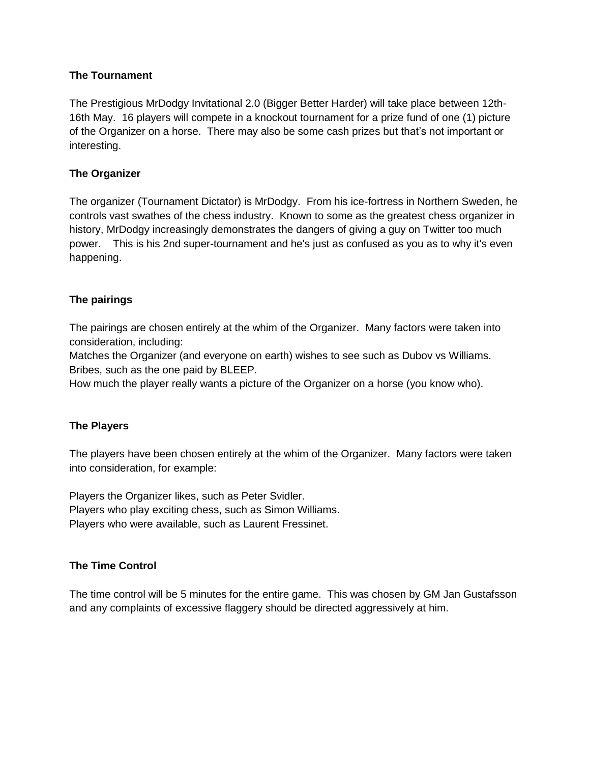**The Tournament**

The Prestigious MrDodgy Invitational 2.0 (Bigger Better Harder) will take place between 12th-16th May. 16 players will compete in a knockout tournament for a prize fund of one (1) picture of the Organizer on a horse. There may also be some cash prizes but that's not important or interesting.

**The Organizer**

The organizer (Tournament Dictator) is MrDodgy. From his ice-fortress in Northern Sweden, he controls vast swathes of the chess industry. Known to some as the greatest chess organizer in history, MrDodgy increasingly demonstrates the dangers of giving a guy on Twitter too much power. This is his 2nd super-tournament and he's just as confused as you as to why it's even happening.

**The pairings**

The pairings are chosen entirely at the whim of the Organizer. Many factors were taken into consideration, including:

Matches the Organizer (and everyone on earth) wishes to see such as Dubov vs Williams.
Bribes, such as the one paid by BLEEP.
How much the player really wants a picture of the Organizer on a horse (you know who).

**The Players**

The players have been chosen entirely at the whim of the Organizer. Many factors were taken into consideration, for example:

Players the Organizer likes, such as Peter Svidler.
Players who play exciting chess, such as Simon Williams.
Players who were available, such as Laurent Fressinet.

**The Time Control**

The time control will be 5 minutes for the entire game. This was chosen by GM Jan Gustafsson and any complaints of excessive flaggery should be directed aggressively at him.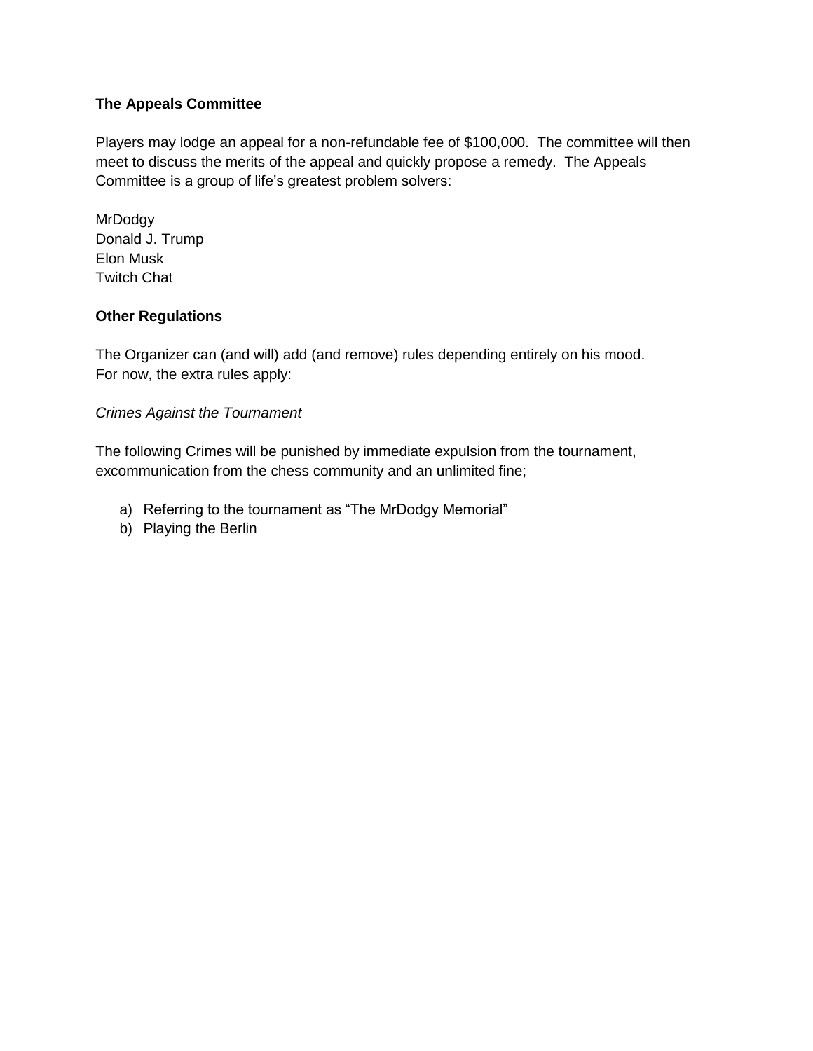**The Appeals Committee**

Players may lodge an appeal for a non-refundable fee of $100,000. The committee will then meet to discuss the merits of the appeal and quickly propose a remedy. The Appeals Committee is a group of life's greatest problem solvers:

MrDodgy
Donald J. Trump
Elon Musk
Twitch Chat

**Other Regulations**

The Organizer can (and will) add (and remove) rules depending entirely on his mood.
For now, the extra rules apply:

*Crimes Against the Tournament*

The following Crimes will be punished by immediate expulsion from the tournament, excommunication from the chess community and an unlimited fine;

a) Referring to the tournament as "The MrDodgy Memorial"
b) Playing the Berlin